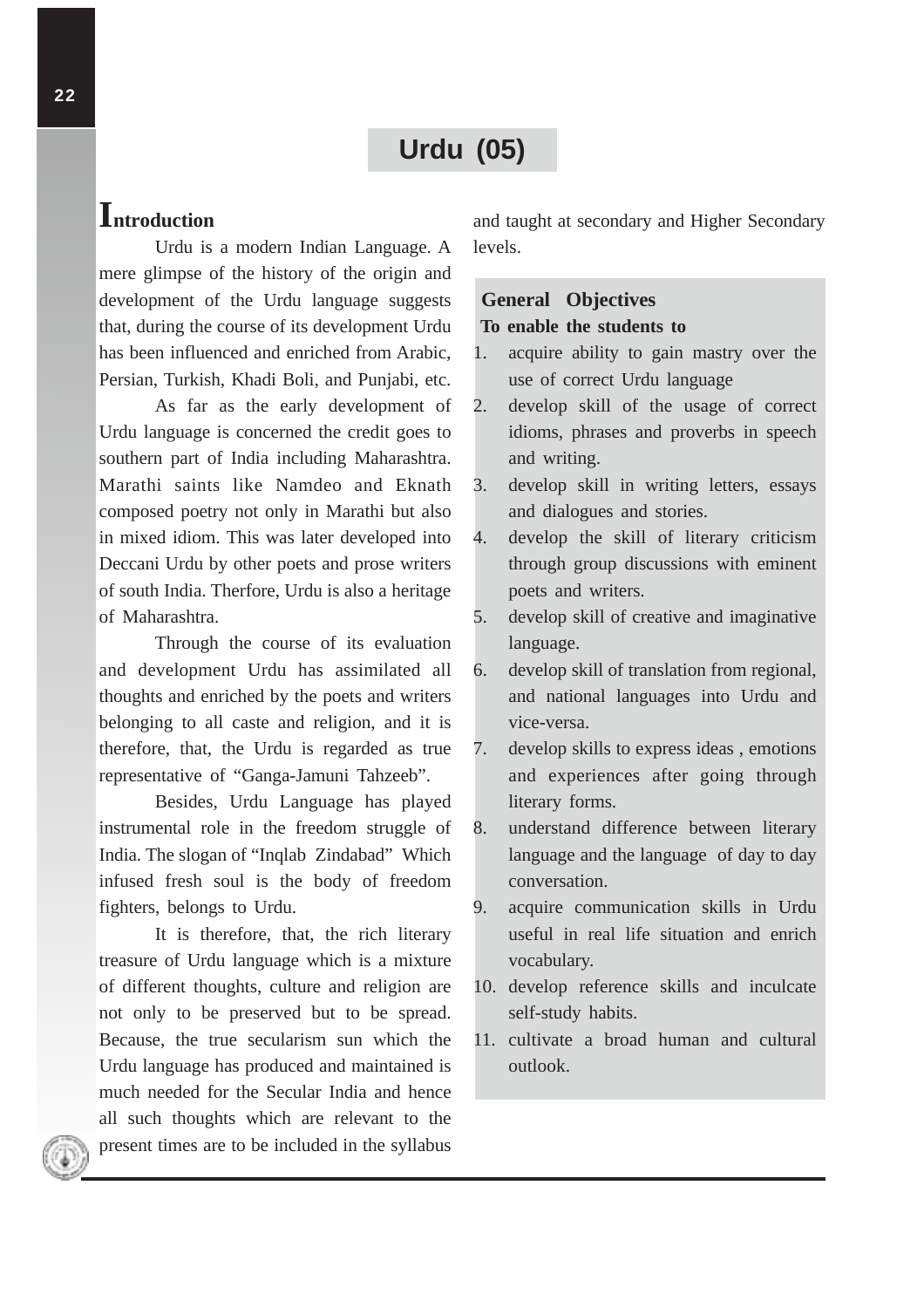# Urdu (05)

## Introduction

Urdu is a modern Indian Language. A mere glimpse of the history of the origin and development of the Urdu language suggests that, during the course of its development Urdu has been influenced and enriched from Arabic, Persian, Turkish, Khadi Boli, and Punjabi, etc.

As far as the early development of Urdu language is concerned the credit goes to southern part of India including Maharashtra. Marathi saints like Namdeo and Eknath composed poetry not only in Marathi but also in mixed idiom. This was later developed into Deccani Urdu by other poets and prose writers of south India. Therfore, Urdu is also a heritage of Maharashtra.

Through the course of its evaluation and development Urdu has assimilated all thoughts and enriched by the poets and writers belonging to all caste and religion, and it is therefore, that, the Urdu is regarded as true representative of "Ganga-Jamuni Tahzeeb".

Besides, Urdu Language has played instrumental role in the freedom struggle of India. The slogan of "Inqlab Zindabad" Which infused fresh soul is the body of freedom fighters, belongs to Urdu.

It is therefore, that, the rich literary treasure of Urdu language which is a mixture of different thoughts, culture and religion are not only to be preserved but to be spread. Because, the true secularism sun which the Urdu language has produced and maintained is much needed for the Secular India and hence all such thoughts which are relevant to the present times are to be included in the syllabus and taught at secondary and Higher Secondary levels.

### General Objectives

**To enable the students to**

1. acquire ability to gain mastry over the use of correct Urdu language
2. develop skill of the usage of correct idioms, phrases and proverbs in speech and writing.
3. develop skill in writing letters, essays and dialogues and stories.
4. develop the skill of literary criticism through group discussions with eminent poets and writers.
5. develop skill of creative and imaginative language.
6. develop skill of translation from regional, and national languages into Urdu and vice-versa.
7. develop skills to express ideas , emotions and experiences after going through literary forms.
8. understand difference between literary language and the language of day to day conversation.
9. acquire communication skills in Urdu useful in real life situation and enrich vocabulary.
10. develop reference skills and inculcate self-study habits.
11. cultivate a broad human and cultural outlook.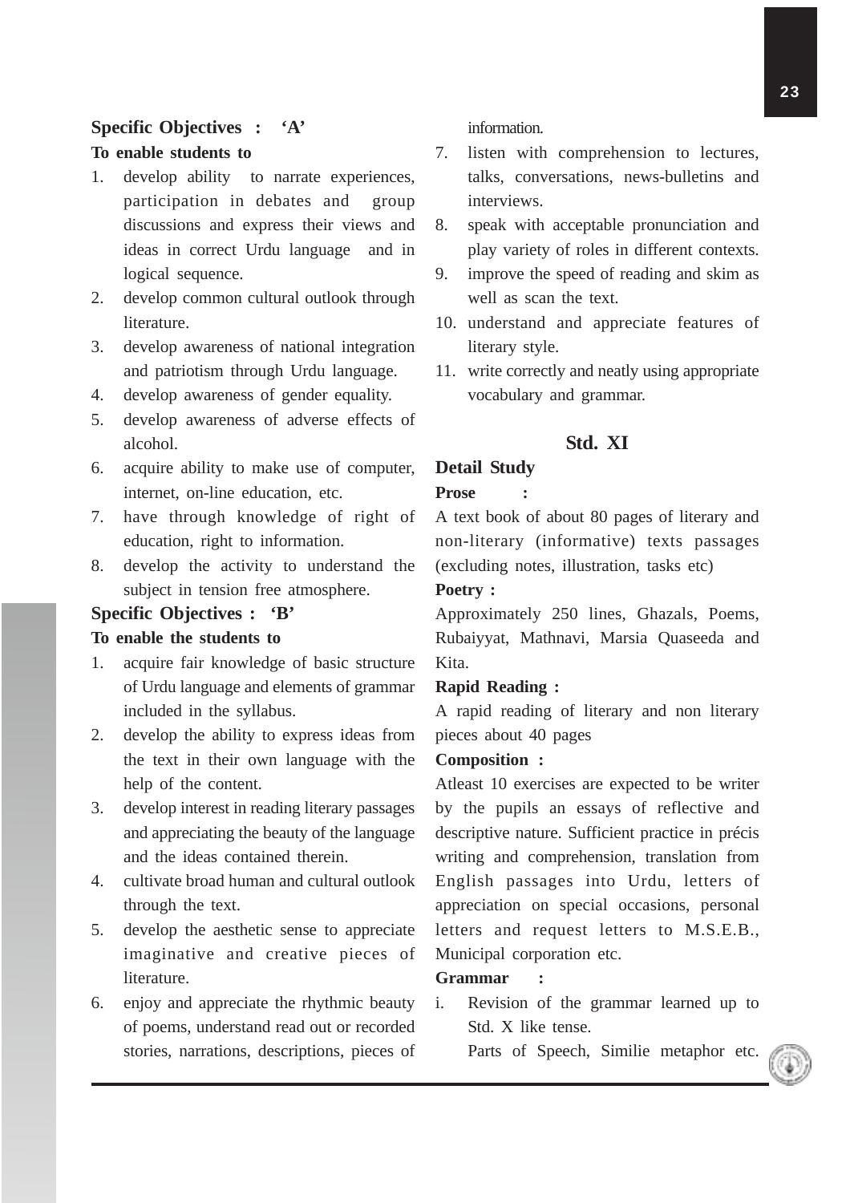**Specific Objectives : 'A'**

**To enable students to**

1. develop ability to narrate experiences, participation in debates and group discussions and express their views and ideas in correct Urdu language and in logical sequence.
2. develop common cultural outlook through literature.
3. develop awareness of national integration and patriotism through Urdu language.
4. develop awareness of gender equality.
5. develop awareness of adverse effects of alcohol.
6. acquire ability to make use of computer, internet, on-line education, etc.
7. have through knowledge of right of education, right to information.
8. develop the activity to understand the subject in tension free atmosphere.

**Specific Objectives : 'B'**

**To enable the students to**

1. acquire fair knowledge of basic structure of Urdu language and elements of grammar included in the syllabus.
2. develop the ability to express ideas from the text in their own language with the help of the content.
3. develop interest in reading literary passages and appreciating the beauty of the language and the ideas contained therein.
4. cultivate broad human and cultural outlook through the text.
5. develop the aesthetic sense to appreciate imaginative and creative pieces of literature.
6. enjoy and appreciate the rhythmic beauty of poems, understand read out or recorded stories, narrations, descriptions, pieces of information.
7. listen with comprehension to lectures, talks, conversations, news-bulletins and interviews.
8. speak with acceptable pronunciation and play variety of roles in different contexts.
9. improve the speed of reading and skim as well as scan the text.
10. understand and appreciate features of literary style.
11. write correctly and neatly using appropriate vocabulary and grammar.

## Std. XI

**Detail Study**

**Prose :**

A text book of about 80 pages of literary and non-literary (informative) texts passages (excluding notes, illustration, tasks etc)

**Poetry :**

Approximately 250 lines, Ghazals, Poems, Rubaiyyat, Mathnavi, Marsia Quaseeda and Kita.

**Rapid Reading :**

A rapid reading of literary and non literary pieces about 40 pages

**Composition :**

Atleast 10 exercises are expected to be writer by the pupils an essays of reflective and descriptive nature. Sufficient practice in précis writing and comprehension, translation from English passages into Urdu, letters of appreciation on special occasions, personal letters and request letters to M.S.E.B., Municipal corporation etc.

**Grammar :**

i. Revision of the grammar learned up to Std. X like tense.

Parts of Speech, Similie metaphor etc.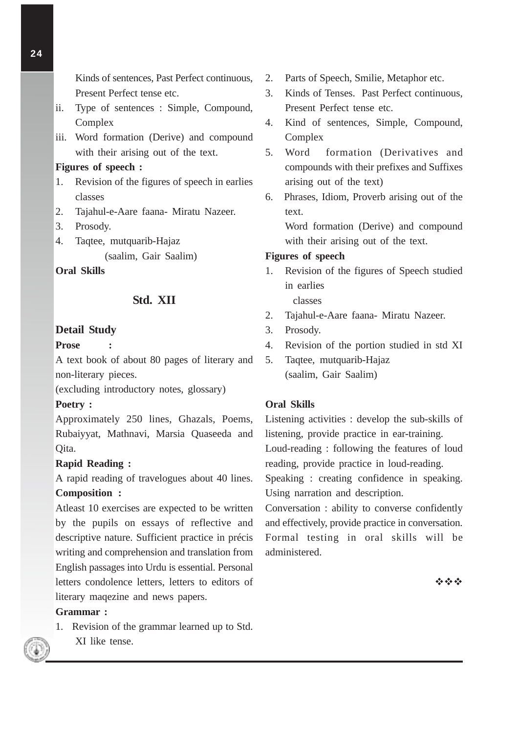Kinds of sentences, Past Perfect continuous, Present Perfect tense etc.

ii. Type of sentences : Simple, Compound, Complex

iii. Word formation (Derive) and compound with their arising out of the text.

**Figures of speech :**

1. Revision of the figures of speech in earlies classes
2. Tajahul-e-Aare faana- Miratu Nazeer.
3. Prosody.
4. Taqtee, mutquarib-Hajaz (saalim, Gair Saalim)

**Oral Skills**

## Std. XII

### Detail Study

**Prose :**

A text book of about 80 pages of literary and non-literary pieces.

(excluding introductory notes, glossary)

**Poetry :**

Approximately 250 lines, Ghazals, Poems, Rubaiyyat, Mathnavi, Marsia Quaseeda and Qita.

**Rapid Reading :**

A rapid reading of travelogues about 40 lines.

**Composition :**

Atleast 10 exercises are expected to be written by the pupils on essays of reflective and descriptive nature. Sufficient practice in précis writing and comprehension and translation from English passages into Urdu is essential. Personal letters condolence letters, letters to editors of literary maqezine and news papers.

**Grammar :**

1. Revision of the grammar learned up to Std. XI like tense.
2. Parts of Speech, Smilie, Metaphor etc.
3. Kinds of Tenses. Past Perfect continuous, Present Perfect tense etc.
4. Kind of sentences, Simple, Compound, Complex
5. Word formation (Derivatives and compounds with their prefixes and Suffixes arising out of the text)
6. Phrases, Idiom, Proverb arising out of the text.

   Word formation (Derive) and compound with their arising out of the text.

**Figures of speech**

1. Revision of the figures of Speech studied in earlies classes
2. Tajahul-e-Aare faana- Miratu Nazeer.
3. Prosody.
4. Revision of the portion studied in std XI
5. Taqtee, mutquarib-Hajaz (saalim, Gair Saalim)

**Oral Skills**

Listening activities : develop the sub-skills of listening, provide practice in ear-training.

Loud-reading : following the features of loud reading, provide practice in loud-reading.

Speaking : creating confidence in speaking. Using narration and description.

Conversation : ability to converse confidently and effectively, provide practice in conversation. Formal testing in oral skills will be administered.

❖❖❖